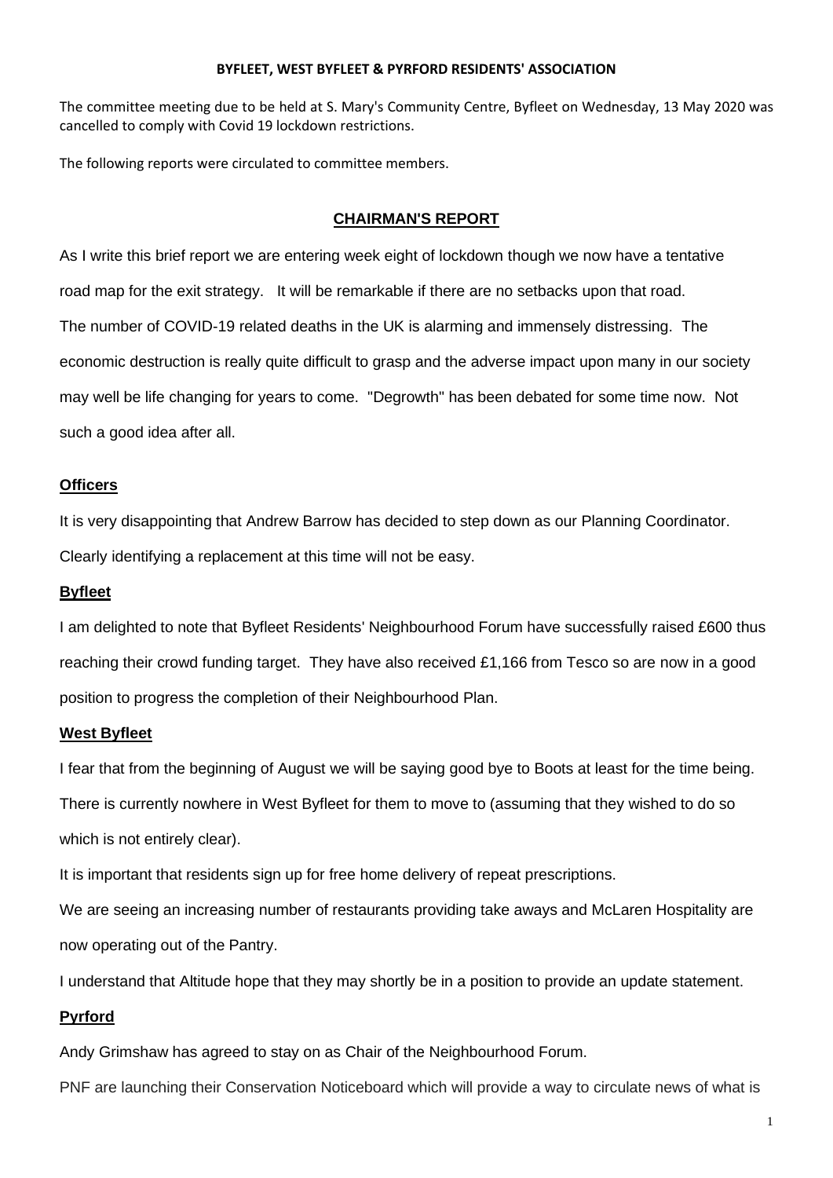**BYFLEET, WEST BYFLEET & PYRFORD RESIDENTS' ASSOCIATION**

The committee meeting due to be held at S. Mary's Community Centre, Byfleet on Wednesday, 13 May 2020 was cancelled to comply with Covid 19 lockdown restrictions.

The following reports were circulated to committee members.

## CHAIRMAN'S REPORT

As I write this brief report we are entering week eight of lockdown though we now have a tentative road map for the exit strategy. It will be remarkable if there are no setbacks upon that road. The number of COVID-19 related deaths in the UK is alarming and immensely distressing. The economic destruction is really quite difficult to grasp and the adverse impact upon many in our society may well be life changing for years to come. "Degrowth" has been debated for some time now. Not such a good idea after all.

### Officers

It is very disappointing that Andrew Barrow has decided to step down as our Planning Coordinator. Clearly identifying a replacement at this time will not be easy.

### Byfleet

I am delighted to note that Byfleet Residents' Neighbourhood Forum have successfully raised £600 thus reaching their crowd funding target. They have also received £1,166 from Tesco so are now in a good position to progress the completion of their Neighbourhood Plan.

### West Byfleet

I fear that from the beginning of August we will be saying good bye to Boots at least for the time being. There is currently nowhere in West Byfleet for them to move to (assuming that they wished to do so which is not entirely clear).

It is important that residents sign up for free home delivery of repeat prescriptions.

We are seeing an increasing number of restaurants providing take aways and McLaren Hospitality are now operating out of the Pantry.

I understand that Altitude hope that they may shortly be in a position to provide an update statement.

### Pyrford

Andy Grimshaw has agreed to stay on as Chair of the Neighbourhood Forum.

PNF are launching their Conservation Noticeboard which will provide a way to circulate news of what is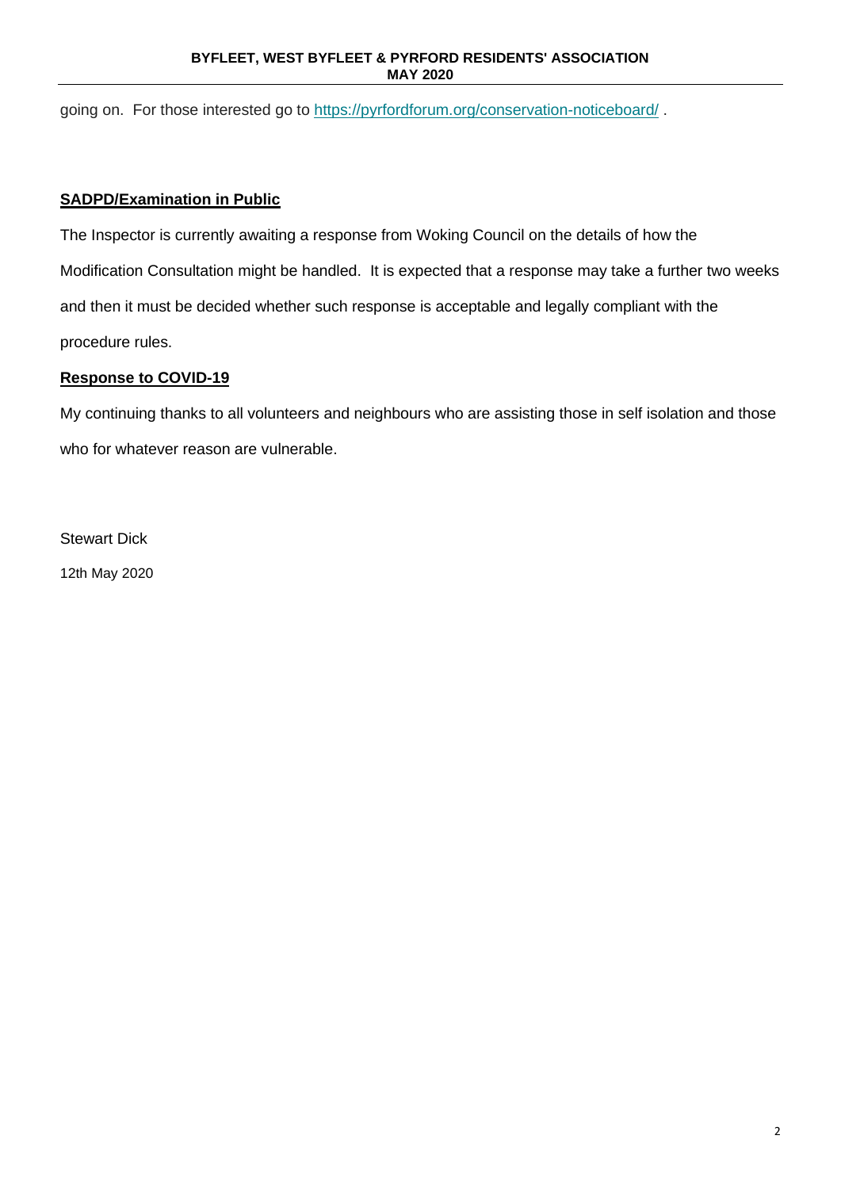going on. For those interested go to https://pyrfordforum.org/conservation-noticeboard/ .

**SADPD/Examination in Public**

The Inspector is currently awaiting a response from Woking Council on the details of how the Modification Consultation might be handled. It is expected that a response may take a further two weeks and then it must be decided whether such response is acceptable and legally compliant with the procedure rules.

**Response to COVID-19**

My continuing thanks to all volunteers and neighbours who are assisting those in self isolation and those who for whatever reason are vulnerable.

Stewart Dick

12th May 2020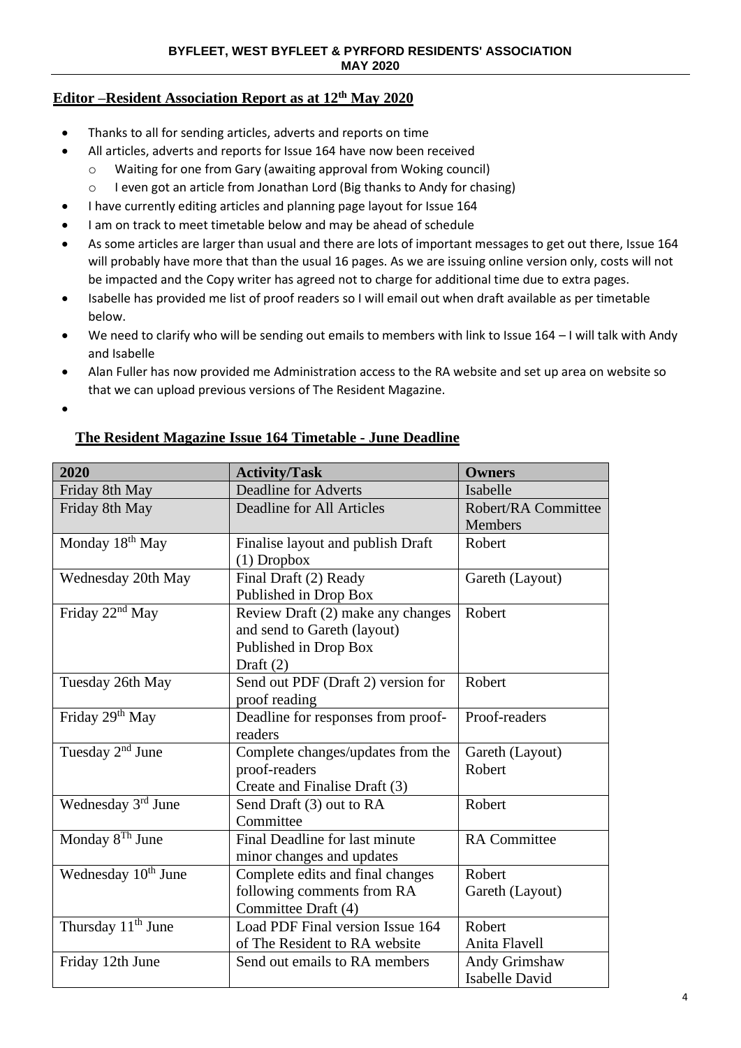## Editor –Resident Association Report as at 12th May 2020

- Thanks to all for sending articles, adverts and reports on time
- All articles, adverts and reports for Issue 164 have now been received
  - Waiting for one from Gary (awaiting approval from Woking council)
  - I even got an article from Jonathan Lord (Big thanks to Andy for chasing)
- I have currently editing articles and planning page layout for Issue 164
- I am on track to meet timetable below and may be ahead of schedule
- As some articles are larger than usual and there are lots of important messages to get out there, Issue 164 will probably have more that than the usual 16 pages. As we are issuing online version only, costs will not be impacted and the Copy writer has agreed not to charge for additional time due to extra pages.
- Isabelle has provided me list of proof readers so I will email out when draft available as per timetable below.
- We need to clarify who will be sending out emails to members with link to Issue 164 – I will talk with Andy and Isabelle
- Alan Fuller has now provided me Administration access to the RA website and set up area on website so that we can upload previous versions of The Resident Magazine.

### The Resident Magazine Issue 164 Timetable - June Deadline

| 2020 | Activity/Task | Owners |
|---|---|---|
| Friday 8th May | Deadline for Adverts | Isabelle |
| Friday 8th May | Deadline for All Articles | Robert/RA Committee Members |
| Monday 18th May | Finalise layout and publish Draft (1) Dropbox | Robert |
| Wednesday 20th May | Final Draft (2) Ready<br>Published in Drop Box | Gareth (Layout) |
| Friday 22nd May | Review Draft (2) make any changes and send to Gareth (layout)<br>Published in Drop Box<br>Draft (2) | Robert |
| Tuesday 26th May | Send out PDF (Draft 2) version for proof reading | Robert |
| Friday 29th May | Deadline for responses from proof-readers | Proof-readers |
| Tuesday 2nd June | Complete changes/updates from the proof-readers<br>Create and Finalise Draft (3) | Gareth (Layout)<br>Robert |
| Wednesday 3rd June | Send Draft (3) out to RA Committee | Robert |
| Monday 8Th June | Final Deadline for last minute minor changes and updates | RA Committee |
| Wednesday 10th June | Complete edits and final changes following comments from RA Committee Draft (4) | Robert<br>Gareth (Layout) |
| Thursday 11th June | Load PDF Final version Issue 164 of The Resident to RA website | Robert<br>Anita Flavell |
| Friday 12th June | Send out emails to RA members | Andy Grimshaw<br>Isabelle David |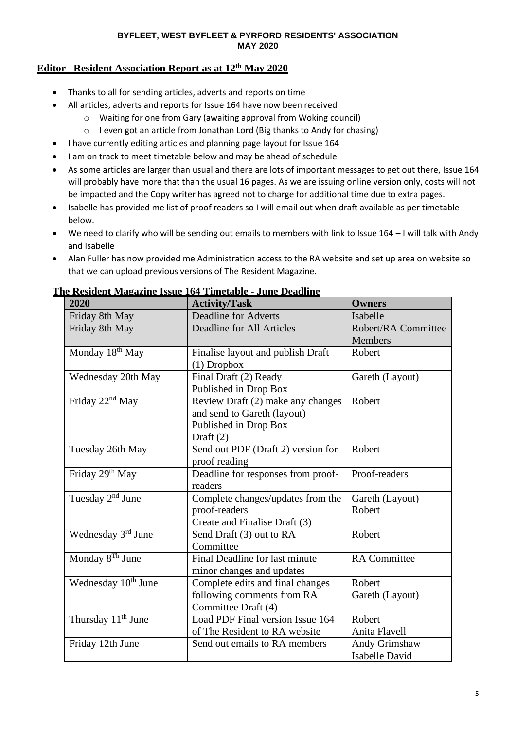## Editor –Resident Association Report as at 12th May 2020

- Thanks to all for sending articles, adverts and reports on time
- All articles, adverts and reports for Issue 164 have now been received
  - Waiting for one from Gary (awaiting approval from Woking council)
  - I even got an article from Jonathan Lord (Big thanks to Andy for chasing)
- I have currently editing articles and planning page layout for Issue 164
- I am on track to meet timetable below and may be ahead of schedule
- As some articles are larger than usual and there are lots of important messages to get out there, Issue 164 will probably have more that than the usual 16 pages. As we are issuing online version only, costs will not be impacted and the Copy writer has agreed not to charge for additional time due to extra pages.
- Isabelle has provided me list of proof readers so I will email out when draft available as per timetable below.
- We need to clarify who will be sending out emails to members with link to Issue 164 – I will talk with Andy and Isabelle
- Alan Fuller has now provided me Administration access to the RA website and set up area on website so that we can upload previous versions of The Resident Magazine.

### The Resident Magazine Issue 164 Timetable - June Deadline

| 2020 | Activity/Task | Owners |
|---|---|---|
| Friday 8th May | Deadline for Adverts | Isabelle |
| Friday 8th May | Deadline for All Articles | Robert/RA Committee Members |
| Monday 18th May | Finalise layout and publish Draft (1) Dropbox | Robert |
| Wednesday 20th May | Final Draft (2) Ready Published in Drop Box | Gareth (Layout) |
| Friday 22nd May | Review Draft (2) make any changes and send to Gareth (layout) Published in Drop Box Draft (2) | Robert |
| Tuesday 26th May | Send out PDF (Draft 2) version for proof reading | Robert |
| Friday 29th May | Deadline for responses from proof-readers | Proof-readers |
| Tuesday 2nd June | Complete changes/updates from the proof-readers Create and Finalise Draft (3) | Gareth (Layout) Robert |
| Wednesday 3rd June | Send Draft (3) out to RA Committee | Robert |
| Monday 8Th June | Final Deadline for last minute minor changes and updates | RA Committee |
| Wednesday 10th June | Complete edits and final changes following comments from RA Committee Draft (4) | Robert Gareth (Layout) |
| Thursday 11th June | Load PDF Final version Issue 164 of The Resident to RA website | Robert Anita Flavell |
| Friday 12th June | Send out emails to RA members | Andy Grimshaw Isabelle David |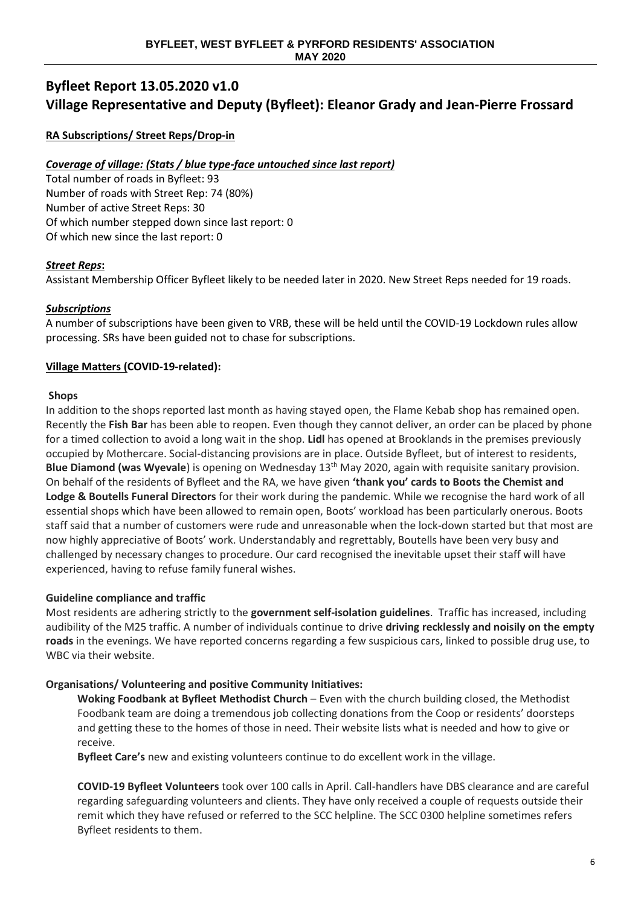# Byfleet Report 13.05.2020 v1.0
# Village Representative and Deputy (Byfleet): Eleanor Grady and Jean-Pierre Frossard

**RA Subscriptions/ Street Reps/Drop-in**

***Coverage of village: (Stats / blue type-face untouched since last report)***

Total number of roads in Byfleet: 93
Number of roads with Street Rep: 74 (80%)
Number of active Street Reps: 30
Of which number stepped down since last report: 0
Of which new since the last report: 0

***Street Reps*:**

Assistant Membership Officer Byfleet likely to be needed later in 2020. New Street Reps needed for 19 roads.

***Subscriptions***

A number of subscriptions have been given to VRB, these will be held until the COVID-19 Lockdown rules allow processing. SRs have been guided not to chase for subscriptions.

**Village Matters (COVID-19-related):**

**Shops**

In addition to the shops reported last month as having stayed open, the Flame Kebab shop has remained open. Recently the **Fish Bar** has been able to reopen. Even though they cannot deliver, an order can be placed by phone for a timed collection to avoid a long wait in the shop. **Lidl** has opened at Brooklands in the premises previously occupied by Mothercare. Social-distancing provisions are in place. Outside Byfleet, but of interest to residents, **Blue Diamond (was Wyevale**) is opening on Wednesday 13th May 2020, again with requisite sanitary provision. On behalf of the residents of Byfleet and the RA, we have given **'thank you' cards to Boots the Chemist and Lodge & Boutells Funeral Directors** for their work during the pandemic. While we recognise the hard work of all essential shops which have been allowed to remain open, Boots' workload has been particularly onerous. Boots staff said that a number of customers were rude and unreasonable when the lock-down started but that most are now highly appreciative of Boots' work. Understandably and regrettably, Boutells have been very busy and challenged by necessary changes to procedure. Our card recognised the inevitable upset their staff will have experienced, having to refuse family funeral wishes.

**Guideline compliance and traffic**

Most residents are adhering strictly to the **government self-isolation guidelines**. Traffic has increased, including audibility of the M25 traffic. A number of individuals continue to drive **driving recklessly and noisily on the empty roads** in the evenings. We have reported concerns regarding a few suspicious cars, linked to possible drug use, to WBC via their website.

**Organisations/ Volunteering and positive Community Initiatives:**

**Woking Foodbank at Byfleet Methodist Church** – Even with the church building closed, the Methodist Foodbank team are doing a tremendous job collecting donations from the Coop or residents' doorsteps and getting these to the homes of those in need. Their website lists what is needed and how to give or receive.

**Byfleet Care's** new and existing volunteers continue to do excellent work in the village.

**COVID-19 Byfleet Volunteers** took over 100 calls in April. Call-handlers have DBS clearance and are careful regarding safeguarding volunteers and clients. They have only received a couple of requests outside their remit which they have refused or referred to the SCC helpline. The SCC 0300 helpline sometimes refers Byfleet residents to them.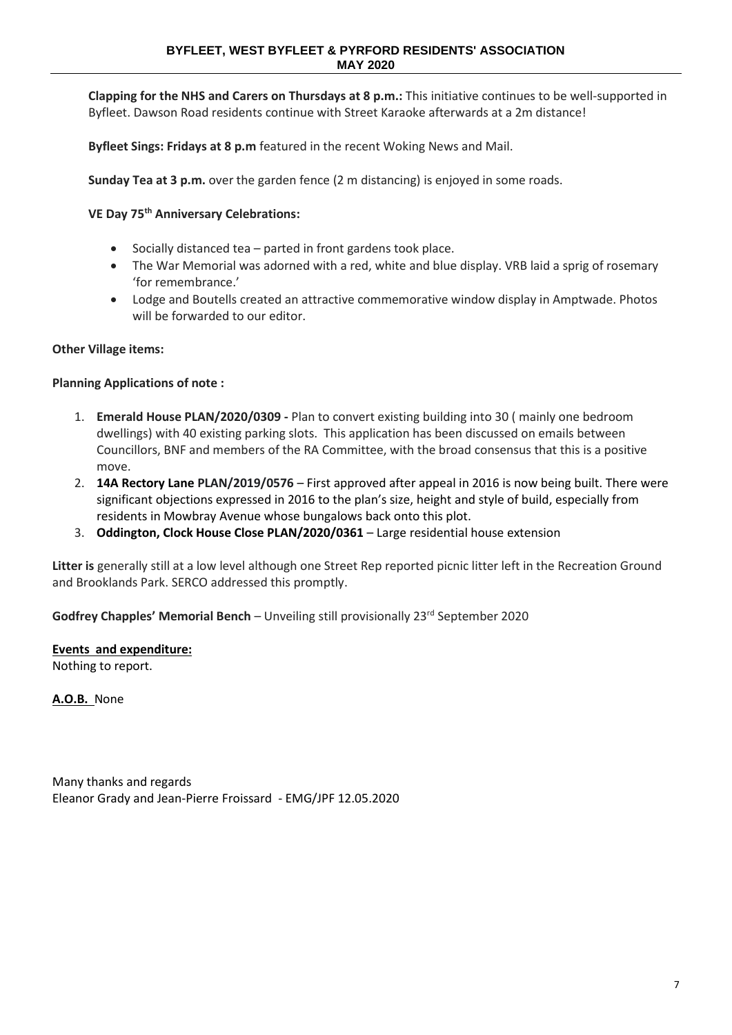**Clapping for the NHS and Carers on Thursdays at 8 p.m.:** This initiative continues to be well-supported in Byfleet. Dawson Road residents continue with Street Karaoke afterwards at a 2m distance!

**Byfleet Sings: Fridays at 8 p.m** featured in the recent Woking News and Mail.

**Sunday Tea at 3 p.m.** over the garden fence (2 m distancing) is enjoyed in some roads.

**VE Day 75th Anniversary Celebrations:**

- Socially distanced tea – parted in front gardens took place.
- The War Memorial was adorned with a red, white and blue display. VRB laid a sprig of rosemary 'for remembrance.'
- Lodge and Boutells created an attractive commemorative window display in Amptwade. Photos will be forwarded to our editor.

**Other Village items:**

**Planning Applications of note :**

1. **Emerald House PLAN/2020/0309 -** Plan to convert existing building into 30 ( mainly one bedroom dwellings) with 40 existing parking slots. This application has been discussed on emails between Councillors, BNF and members of the RA Committee, with the broad consensus that this is a positive move.
2. **14A Rectory Lane PLAN/2019/0576** – First approved after appeal in 2016 is now being built. There were significant objections expressed in 2016 to the plan's size, height and style of build, especially from residents in Mowbray Avenue whose bungalows back onto this plot.
3. **Oddington, Clock House Close PLAN/2020/0361** – Large residential house extension

**Litter is** generally still at a low level although one Street Rep reported picnic litter left in the Recreation Ground and Brooklands Park. SERCO addressed this promptly.

**Godfrey Chapples' Memorial Bench** – Unveiling still provisionally 23rd September 2020

**Events and expenditure:**
Nothing to report.

**A.O.B.** None

Many thanks and regards
Eleanor Grady and Jean-Pierre Froissard - EMG/JPF 12.05.2020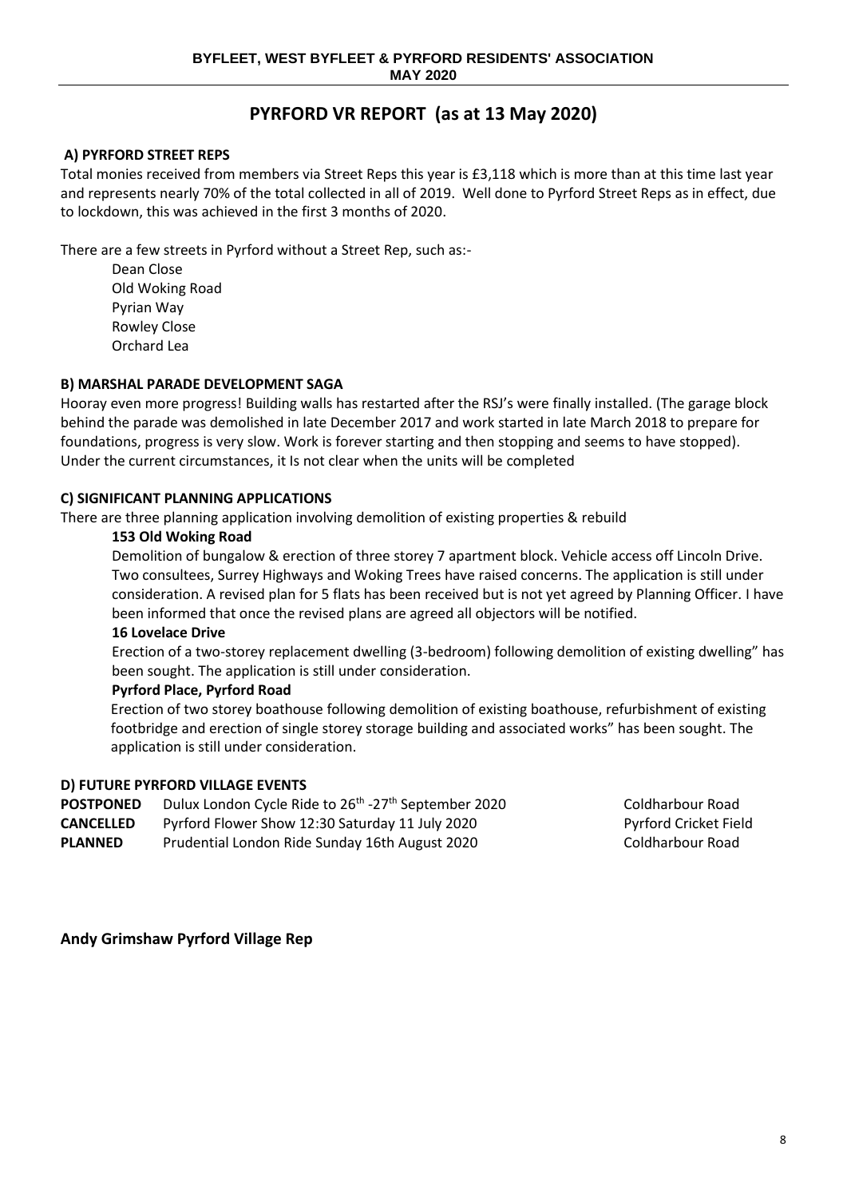# PYRFORD VR REPORT (as at 13 May 2020)

### A) PYRFORD STREET REPS

Total monies received from members via Street Reps this year is £3,118 which is more than at this time last year and represents nearly 70% of the total collected in all of 2019. Well done to Pyrford Street Reps as in effect, due to lockdown, this was achieved in the first 3 months of 2020.

There are a few streets in Pyrford without a Street Rep, such as:-

- Dean Close
- Old Woking Road
- Pyrian Way
- Rowley Close
- Orchard Lea

### B) MARSHAL PARADE DEVELOPMENT SAGA

Hooray even more progress! Building walls has restarted after the RSJ's were finally installed. (The garage block behind the parade was demolished in late December 2017 and work started in late March 2018 to prepare for foundations, progress is very slow. Work is forever starting and then stopping and seems to have stopped). Under the current circumstances, it Is not clear when the units will be completed

### C) SIGNIFICANT PLANNING APPLICATIONS

There are three planning application involving demolition of existing properties & rebuild

**153 Old Woking Road**

Demolition of bungalow & erection of three storey 7 apartment block. Vehicle access off Lincoln Drive. Two consultees, Surrey Highways and Woking Trees have raised concerns. The application is still under consideration. A revised plan for 5 flats has been received but is not yet agreed by Planning Officer. I have been informed that once the revised plans are agreed all objectors will be notified.

**16 Lovelace Drive**

Erection of a two-storey replacement dwelling (3-bedroom) following demolition of existing dwelling" has been sought. The application is still under consideration.

**Pyrford Place, Pyrford Road**

Erection of two storey boathouse following demolition of existing boathouse, refurbishment of existing footbridge and erection of single storey storage building and associated works" has been sought. The application is still under consideration.

### D) FUTURE PYRFORD VILLAGE EVENTS

| | | |
|---|---|---|
| **POSTPONED** | Dulux London Cycle Ride to 26th -27th September 2020 | Coldharbour Road |
| **CANCELLED** | Pyrford Flower Show 12:30 Saturday 11 July 2020 | Pyrford Cricket Field |
| **PLANNED** | Prudential London Ride Sunday 16th August 2020 | Coldharbour Road |

**Andy Grimshaw Pyrford Village Rep**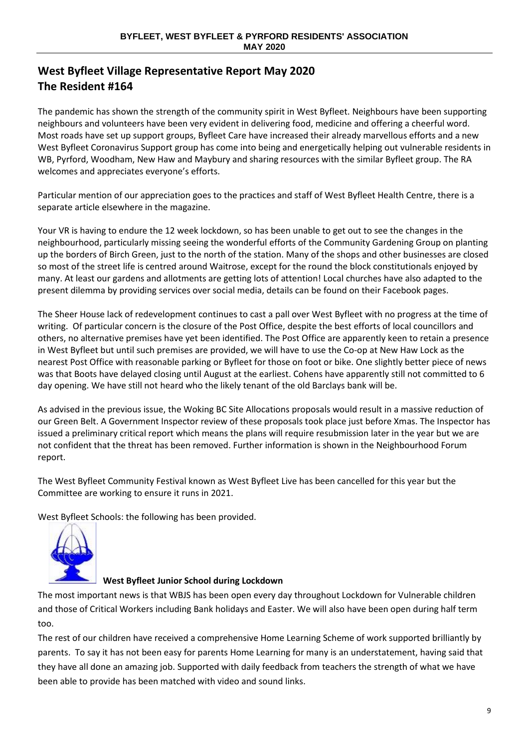## West Byfleet Village Representative Report May 2020
## The Resident #164

The pandemic has shown the strength of the community spirit in West Byfleet. Neighbours have been supporting neighbours and volunteers have been very evident in delivering food, medicine and offering a cheerful word. Most roads have set up support groups, Byfleet Care have increased their already marvellous efforts and a new West Byfleet Coronavirus Support group has come into being and energetically helping out vulnerable residents in WB, Pyrford, Woodham, New Haw and Maybury and sharing resources with the similar Byfleet group. The RA welcomes and appreciates everyone's efforts.

Particular mention of our appreciation goes to the practices and staff of West Byfleet Health Centre, there is a separate article elsewhere in the magazine.

Your VR is having to endure the 12 week lockdown, so has been unable to get out to see the changes in the neighbourhood, particularly missing seeing the wonderful efforts of the Community Gardening Group on planting up the borders of Birch Green, just to the north of the station. Many of the shops and other businesses are closed so most of the street life is centred around Waitrose, except for the round the block constitutionals enjoyed by many. At least our gardens and allotments are getting lots of attention! Local churches have also adapted to the present dilemma by providing services over social media, details can be found on their Facebook pages.

The Sheer House lack of redevelopment continues to cast a pall over West Byfleet with no progress at the time of writing. Of particular concern is the closure of the Post Office, despite the best efforts of local councillors and others, no alternative premises have yet been identified. The Post Office are apparently keen to retain a presence in West Byfleet but until such premises are provided, we will have to use the Co-op at New Haw Lock as the nearest Post Office with reasonable parking or Byfleet for those on foot or bike. One slightly better piece of news was that Boots have delayed closing until August at the earliest. Cohens have apparently still not committed to 6 day opening. We have still not heard who the likely tenant of the old Barclays bank will be.

As advised in the previous issue, the Woking BC Site Allocations proposals would result in a massive reduction of our Green Belt. A Government Inspector review of these proposals took place just before Xmas. The Inspector has issued a preliminary critical report which means the plans will require resubmission later in the year but we are not confident that the threat has been removed. Further information is shown in the Neighbourhood Forum report.

The West Byfleet Community Festival known as West Byfleet Live has been cancelled for this year but the Committee are working to ensure it runs in 2021.

West Byfleet Schools: the following has been provided.

**West Byfleet Junior School during Lockdown**

The most important news is that WBJS has been open every day throughout Lockdown for Vulnerable children and those of Critical Workers including Bank holidays and Easter. We will also have been open during half term too.

The rest of our children have received a comprehensive Home Learning Scheme of work supported brilliantly by parents. To say it has not been easy for parents Home Learning for many is an understatement, having said that they have all done an amazing job. Supported with daily feedback from teachers the strength of what we have been able to provide has been matched with video and sound links.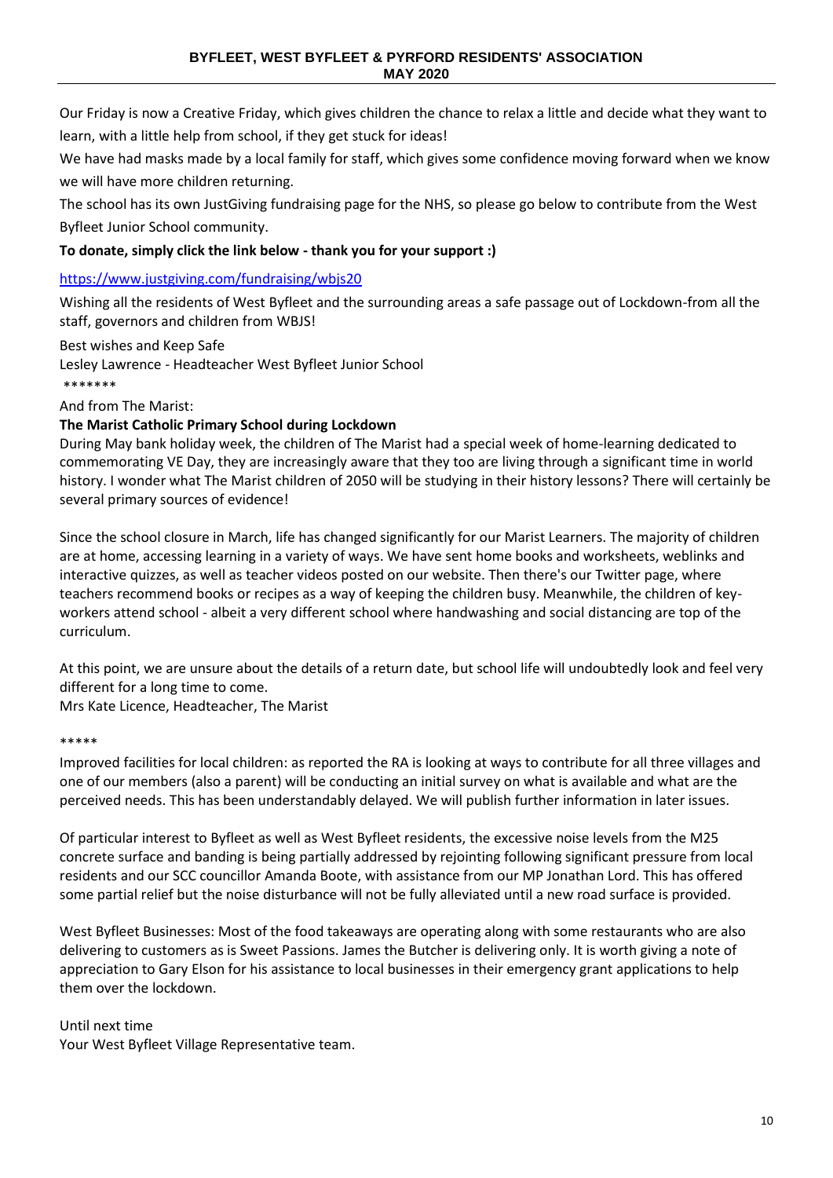Our Friday is now a Creative Friday, which gives children the chance to relax a little and decide what they want to learn, with a little help from school, if they get stuck for ideas!

We have had masks made by a local family for staff, which gives some confidence moving forward when we know we will have more children returning.

The school has its own JustGiving fundraising page for the NHS, so please go below to contribute from the West Byfleet Junior School community.

**To donate, simply click the link below - thank you for your support :)**

https://www.justgiving.com/fundraising/wbjs20

Wishing all the residents of West Byfleet and the surrounding areas a safe passage out of Lockdown-from all the staff, governors and children from WBJS!

Best wishes and Keep Safe

Lesley Lawrence - Headteacher West Byfleet Junior School

*******

And from The Marist:

**The Marist Catholic Primary School during Lockdown**

During May bank holiday week, the children of The Marist had a special week of home-learning dedicated to commemorating VE Day, they are increasingly aware that they too are living through a significant time in world history. I wonder what The Marist children of 2050 will be studying in their history lessons? There will certainly be several primary sources of evidence!

Since the school closure in March, life has changed significantly for our Marist Learners. The majority of children are at home, accessing learning in a variety of ways. We have sent home books and worksheets, weblinks and interactive quizzes, as well as teacher videos posted on our website. Then there's our Twitter page, where teachers recommend books or recipes as a way of keeping the children busy. Meanwhile, the children of key-workers attend school - albeit a very different school where handwashing and social distancing are top of the curriculum.

At this point, we are unsure about the details of a return date, but school life will undoubtedly look and feel very different for a long time to come.

Mrs Kate Licence, Headteacher, The Marist

*****

Improved facilities for local children: as reported the RA is looking at ways to contribute for all three villages and one of our members (also a parent) will be conducting an initial survey on what is available and what are the perceived needs. This has been understandably delayed. We will publish further information in later issues.

Of particular interest to Byfleet as well as West Byfleet residents, the excessive noise levels from the M25 concrete surface and banding is being partially addressed by rejointing following significant pressure from local residents and our SCC councillor Amanda Boote, with assistance from our MP Jonathan Lord. This has offered some partial relief but the noise disturbance will not be fully alleviated until a new road surface is provided.

West Byfleet Businesses: Most of the food takeaways are operating along with some restaurants who are also delivering to customers as is Sweet Passions. James the Butcher is delivering only. It is worth giving a note of appreciation to Gary Elson for his assistance to local businesses in their emergency grant applications to help them over the lockdown.

Until next time

Your West Byfleet Village Representative team.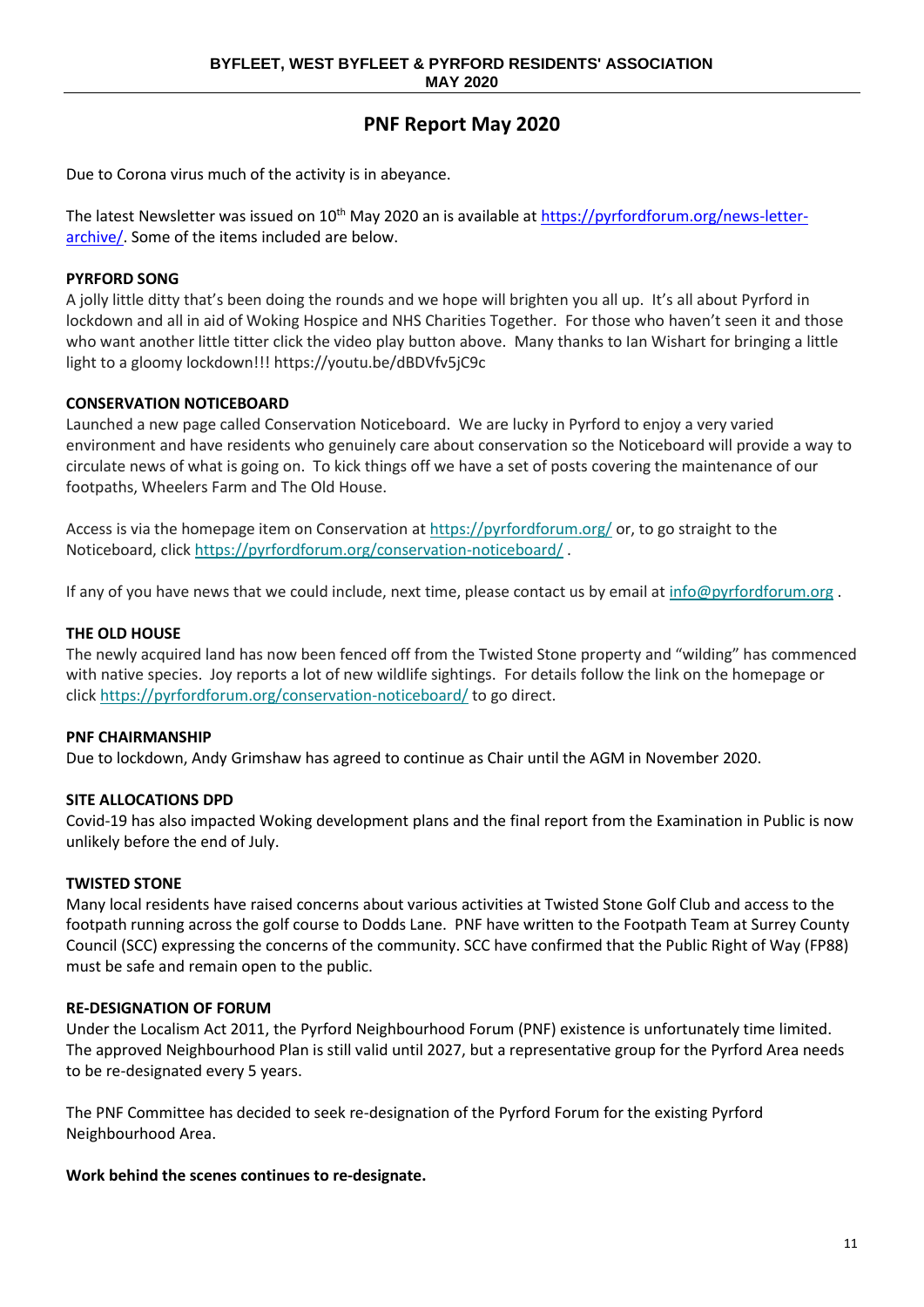# PNF Report May 2020

Due to Corona virus much of the activity is in abeyance.

The latest Newsletter was issued on 10th May 2020 an is available at https://pyrfordforum.org/news-letter-archive/. Some of the items included are below.

**PYRFORD SONG**

A jolly little ditty that's been doing the rounds and we hope will brighten you all up. It's all about Pyrford in lockdown and all in aid of Woking Hospice and NHS Charities Together. For those who haven't seen it and those who want another little titter click the video play button above. Many thanks to Ian Wishart for bringing a little light to a gloomy lockdown!!! https://youtu.be/dBDVfv5jC9c

**CONSERVATION NOTICEBOARD**

Launched a new page called Conservation Noticeboard. We are lucky in Pyrford to enjoy a very varied environment and have residents who genuinely care about conservation so the Noticeboard will provide a way to circulate news of what is going on. To kick things off we have a set of posts covering the maintenance of our footpaths, Wheelers Farm and The Old House.

Access is via the homepage item on Conservation at https://pyrfordforum.org/ or, to go straight to the Noticeboard, click https://pyrfordforum.org/conservation-noticeboard/ .

If any of you have news that we could include, next time, please contact us by email at info@pyrfordforum.org .

**THE OLD HOUSE**

The newly acquired land has now been fenced off from the Twisted Stone property and "wilding" has commenced with native species. Joy reports a lot of new wildlife sightings. For details follow the link on the homepage or click https://pyrfordforum.org/conservation-noticeboard/ to go direct.

**PNF CHAIRMANSHIP**

Due to lockdown, Andy Grimshaw has agreed to continue as Chair until the AGM in November 2020.

**SITE ALLOCATIONS DPD**

Covid-19 has also impacted Woking development plans and the final report from the Examination in Public is now unlikely before the end of July.

**TWISTED STONE**

Many local residents have raised concerns about various activities at Twisted Stone Golf Club and access to the footpath running across the golf course to Dodds Lane. PNF have written to the Footpath Team at Surrey County Council (SCC) expressing the concerns of the community. SCC have confirmed that the Public Right of Way (FP88) must be safe and remain open to the public.

**RE-DESIGNATION OF FORUM**

Under the Localism Act 2011, the Pyrford Neighbourhood Forum (PNF) existence is unfortunately time limited. The approved Neighbourhood Plan is still valid until 2027, but a representative group for the Pyrford Area needs to be re-designated every 5 years.

The PNF Committee has decided to seek re-designation of the Pyrford Forum for the existing Pyrford Neighbourhood Area.

**Work behind the scenes continues to re-designate.**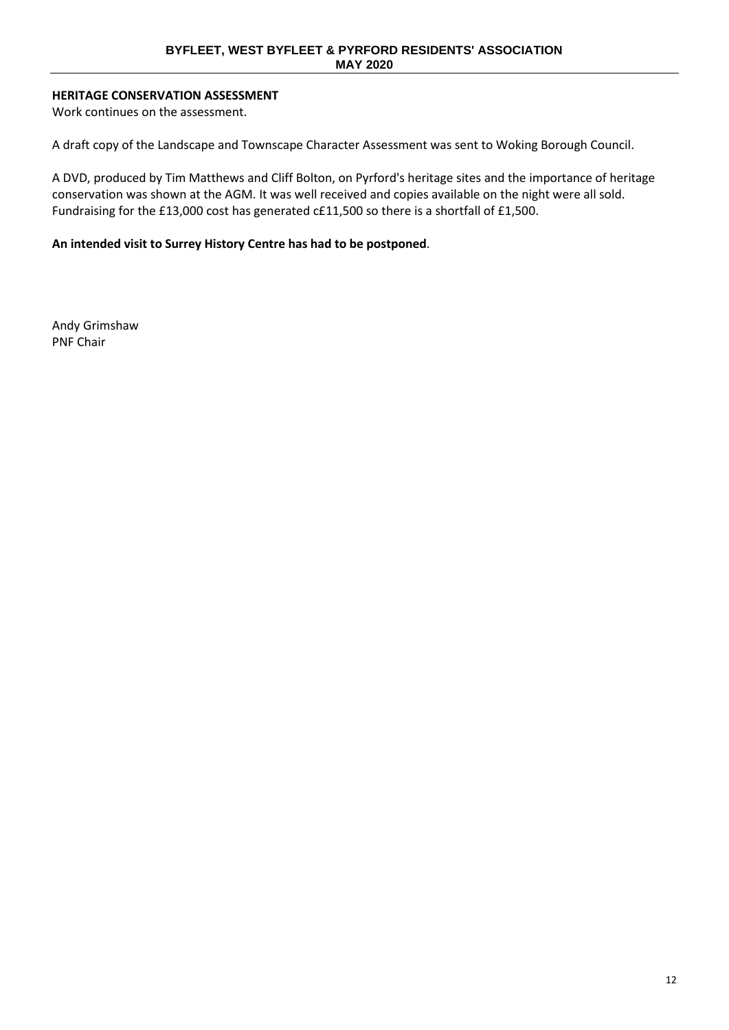**HERITAGE CONSERVATION ASSESSMENT**
Work continues on the assessment.

A draft copy of the Landscape and Townscape Character Assessment was sent to Woking Borough Council.

A DVD, produced by Tim Matthews and Cliff Bolton, on Pyrford's heritage sites and the importance of heritage conservation was shown at the AGM. It was well received and copies available on the night were all sold. Fundraising for the £13,000 cost has generated c£11,500 so there is a shortfall of £1,500.

**An intended visit to Surrey History Centre has had to be postponed**.

Andy Grimshaw
PNF Chair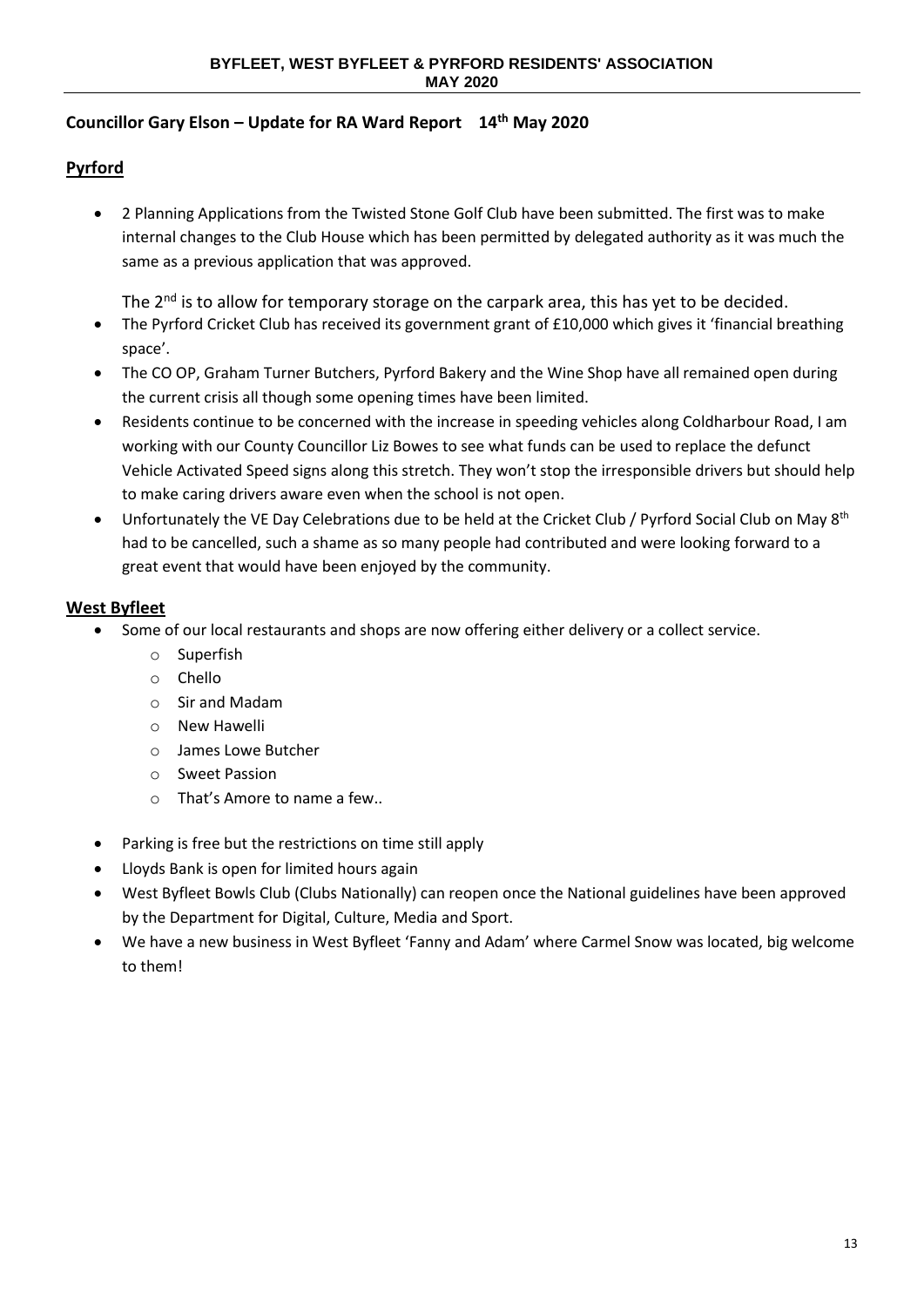## Councillor Gary Elson – Update for RA Ward Report 14th May 2020

### Pyrford

- 2 Planning Applications from the Twisted Stone Golf Club have been submitted. The first was to make internal changes to the Club House which has been permitted by delegated authority as it was much the same as a previous application that was approved.

  The 2nd is to allow for temporary storage on the carpark area, this has yet to be decided.
- The Pyrford Cricket Club has received its government grant of £10,000 which gives it 'financial breathing space'.
- The CO OP, Graham Turner Butchers, Pyrford Bakery and the Wine Shop have all remained open during the current crisis all though some opening times have been limited.
- Residents continue to be concerned with the increase in speeding vehicles along Coldharbour Road, I am working with our County Councillor Liz Bowes to see what funds can be used to replace the defunct Vehicle Activated Speed signs along this stretch. They won't stop the irresponsible drivers but should help to make caring drivers aware even when the school is not open.
- Unfortunately the VE Day Celebrations due to be held at the Cricket Club / Pyrford Social Club on May 8th had to be cancelled, such a shame as so many people had contributed and were looking forward to a great event that would have been enjoyed by the community.

### West Byfleet

- Some of our local restaurants and shops are now offering either delivery or a collect service.
  - Superfish
  - Chello
  - Sir and Madam
  - New Hawelli
  - James Lowe Butcher
  - Sweet Passion
  - That's Amore to name a few..
- Parking is free but the restrictions on time still apply
- Lloyds Bank is open for limited hours again
- West Byfleet Bowls Club (Clubs Nationally) can reopen once the National guidelines have been approved by the Department for Digital, Culture, Media and Sport.
- We have a new business in West Byfleet 'Fanny and Adam' where Carmel Snow was located, big welcome to them!